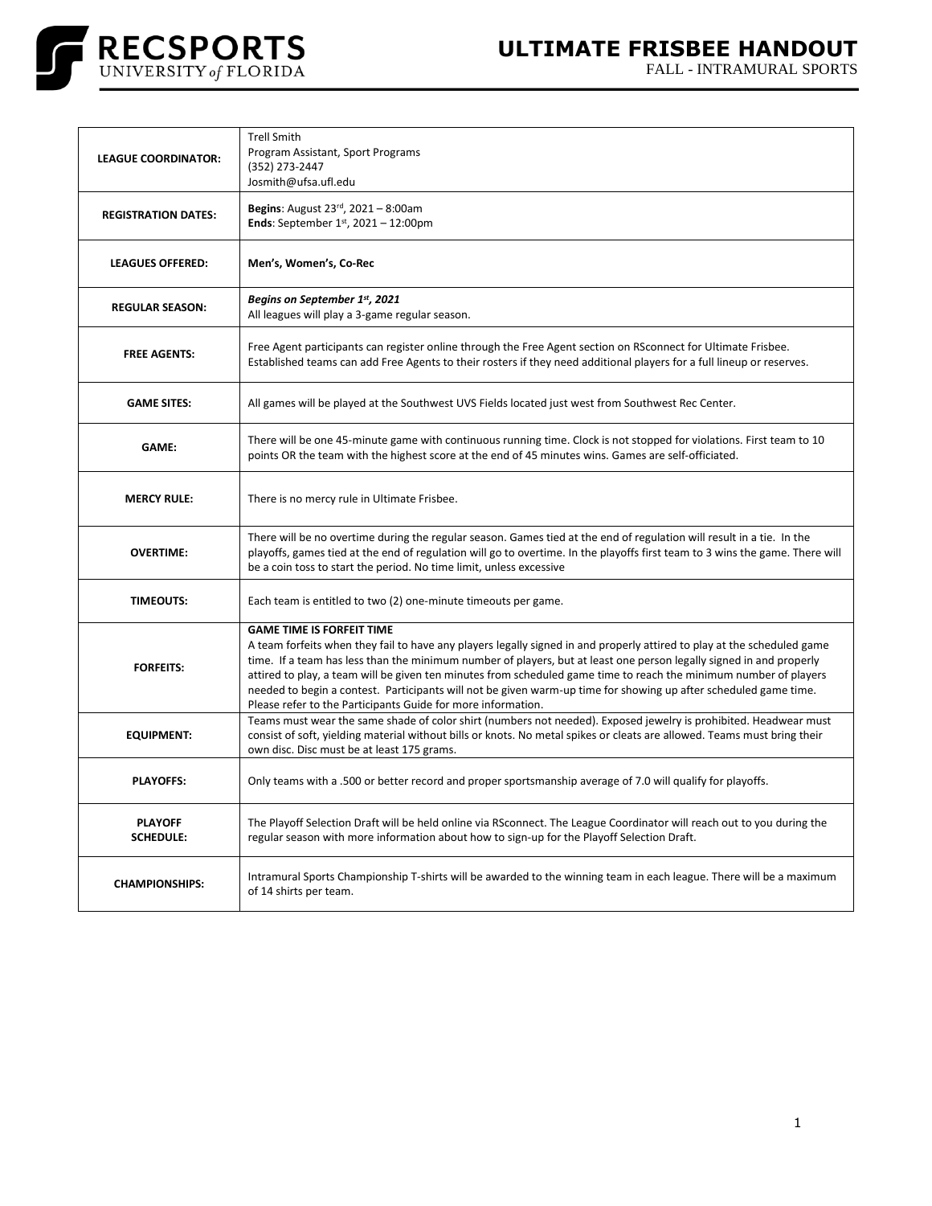# ULTIMATE FRISBEE HANDOUT

FALL - INTRAMURAL SPORTS

RECSPORTS UNIVERSITY *of* FLORIDA

| | |
|---|---|
| **LEAGUE COORDINATOR:** | Trell Smith<br>Program Assistant, Sport Programs<br>(352) 273-2447<br>Josmith@ufsa.ufl.edu |
| **REGISTRATION DATES:** | **Begins**: August 23rd, 2021 – 8:00am<br>**Ends**: September 1st, 2021 – 12:00pm |
| **LEAGUES OFFERED:** | **Men's, Women's, Co-Rec** |
| **REGULAR SEASON:** | ***Begins on September 1st, 2021***<br>All leagues will play a 3-game regular season. |
| **FREE AGENTS:** | Free Agent participants can register online through the Free Agent section on RSconnect for Ultimate Frisbee. Established teams can add Free Agents to their rosters if they need additional players for a full lineup or reserves. |
| **GAME SITES:** | All games will be played at the Southwest UVS Fields located just west from Southwest Rec Center. |
| **GAME:** | There will be one 45-minute game with continuous running time. Clock is not stopped for violations. First team to 10 points OR the team with the highest score at the end of 45 minutes wins. Games are self-officiated. |
| **MERCY RULE:** | There is no mercy rule in Ultimate Frisbee. |
| **OVERTIME:** | There will be no overtime during the regular season. Games tied at the end of regulation will result in a tie. In the playoffs, games tied at the end of regulation will go to overtime. In the playoffs first team to 3 wins the game. There will be a coin toss to start the period. No time limit, unless excessive |
| **TIMEOUTS:** | Each team is entitled to two (2) one-minute timeouts per game. |
| **FORFEITS:** | **GAME TIME IS FORFEIT TIME**<br>A team forfeits when they fail to have any players legally signed in and properly attired to play at the scheduled game time. If a team has less than the minimum number of players, but at least one person legally signed in and properly attired to play, a team will be given ten minutes from scheduled game time to reach the minimum number of players needed to begin a contest. Participants will not be given warm-up time for showing up after scheduled game time. Please refer to the Participants Guide for more information. |
| **EQUIPMENT:** | Teams must wear the same shade of color shirt (numbers not needed). Exposed jewelry is prohibited. Headwear must consist of soft, yielding material without bills or knots. No metal spikes or cleats are allowed. Teams must bring their own disc. Disc must be at least 175 grams. |
| **PLAYOFFS:** | Only teams with a .500 or better record and proper sportsmanship average of 7.0 will qualify for playoffs. |
| **PLAYOFF SCHEDULE:** | The Playoff Selection Draft will be held online via RSconnect. The League Coordinator will reach out to you during the regular season with more information about how to sign-up for the Playoff Selection Draft. |
| **CHAMPIONSHIPS:** | Intramural Sports Championship T-shirts will be awarded to the winning team in each league. There will be a maximum of 14 shirts per team. |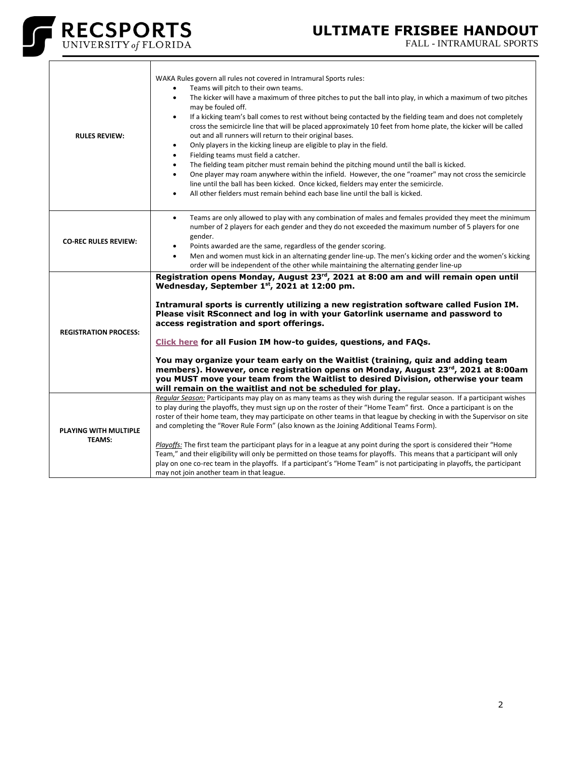| | |
|---|---|
| **RULES REVIEW:** | WAKA Rules govern all rules not covered in Intramural Sports rules:<br>• Teams will pitch to their own teams.<br>• The kicker will have a maximum of three pitches to put the ball into play, in which a maximum of two pitches may be fouled off.<br>• If a kicking team's ball comes to rest without being contacted by the fielding team and does not completely cross the semicircle line that will be placed approximately 10 feet from home plate, the kicker will be called out and all runners will return to their original bases.<br>• Only players in the kicking lineup are eligible to play in the field.<br>• Fielding teams must field a catcher.<br>• The fielding team pitcher must remain behind the pitching mound until the ball is kicked.<br>• One player may roam anywhere within the infield. However, the one "roamer" may not cross the semicircle line until the ball has been kicked. Once kicked, fielders may enter the semicircle.<br>• All other fielders must remain behind each base line until the ball is kicked. |
| **CO-REC RULES REVIEW:** | • Teams are only allowed to play with any combination of males and females provided they meet the minimum number of 2 players for each gender and they do not exceeded the maximum number of 5 players for one gender.<br>• Points awarded are the same, regardless of the gender scoring.<br>• Men and women must kick in an alternating gender line-up. The men's kicking order and the women's kicking order will be independent of the other while maintaining the alternating gender line-up |
| **REGISTRATION PROCESS:** | **Registration opens Monday, August 23rd, 2021 at 8:00 am and will remain open until Wednesday, September 1st, 2021 at 12:00 pm.**<br><br>**Intramural sports is currently utilizing a new registration software called Fusion IM. Please visit RSconnect and log in with your Gatorlink username and password to access registration and sport offerings.**<br><br>**Click here for all Fusion IM how-to guides, questions, and FAQs.**<br><br>**You may organize your team early on the Waitlist (training, quiz and adding team members). However, once registration opens on Monday, August 23rd, 2021 at 8:00am you MUST move your team from the Waitlist to desired Division, otherwise your team will remain on the waitlist and not be scheduled for play.** |
| **PLAYING WITH MULTIPLE TEAMS:** | *Regular Season:* Participants may play on as many teams as they wish during the regular season. If a participant wishes to play during the playoffs, they must sign up on the roster of their "Home Team" first. Once a participant is on the roster of their home team, they may participate on other teams in that league by checking in with the Supervisor on site and completing the "Rover Rule Form" (also known as the Joining Additional Teams Form).<br><br>*Playoffs:* The first team the participant plays for in a league at any point during the sport is considered their "Home Team," and their eligibility will only be permitted on those teams for playoffs. This means that a participant will only play on one co-rec team in the playoffs. If a participant's "Home Team" is not participating in playoffs, the participant may not join another team in that league. |